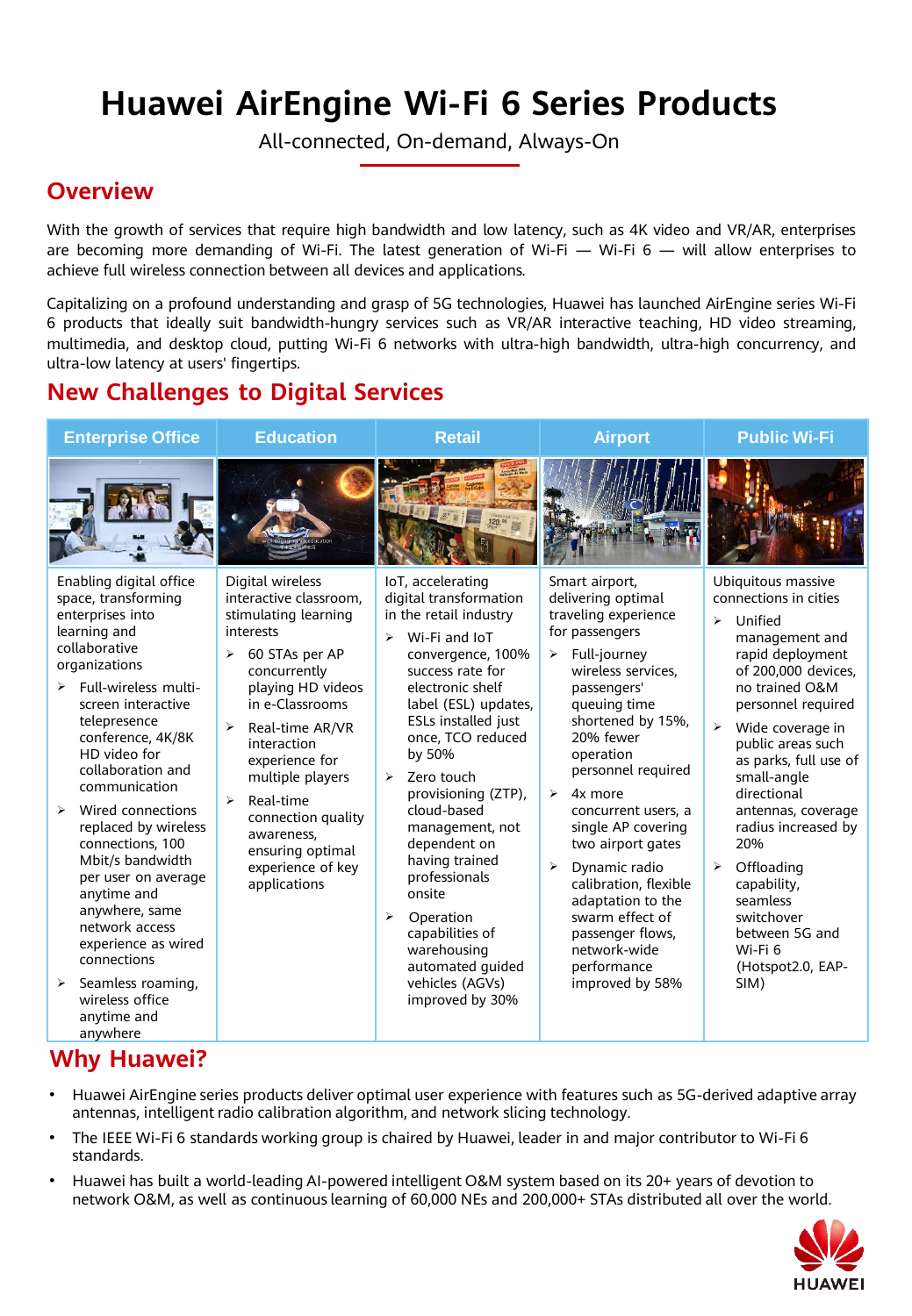# Huawei AirEngine Wi-Fi 6 Series Products

All-connected, On-demand, Always-On

## Overview

With the growth of services that require high bandwidth and low latency, such as 4K video and VR/AR, enterprises are becoming more demanding of Wi-Fi. The latest generation of Wi-Fi — Wi-Fi 6 — will allow enterprises to achieve full wireless connection between all devices and applications.

Capitalizing on a profound understanding and grasp of 5G technologies, Huawei has launched AirEngine series Wi-Fi 6 products that ideally suit bandwidth-hungry services such as VR/AR interactive teaching, HD video streaming, multimedia, and desktop cloud, putting Wi-Fi 6 networks with ultra-high bandwidth, ultra-high concurrency, and ultra-low latency at users' fingertips.

## New Challenges to Digital Services

| Enterprise Office | Education | Retail | Airport | Public Wi-Fi |
|---|---|---|---|---|
| Enabling digital office space, transforming enterprises into learning and collaborative organizations<br>➢ Full-wireless multi-screen interactive telepresence conference, 4K/8K HD video for collaboration and communication<br>➢ Wired connections replaced by wireless connections, 100 Mbit/s bandwidth per user on average anytime and anywhere, same network access experience as wired connections<br>➢ Seamless roaming, wireless office anytime and anywhere | Digital wireless interactive classroom, stimulating learning interests<br>➢ 60 STAs per AP concurrently playing HD videos in e-Classrooms<br>➢ Real-time AR/VR interaction experience for multiple players<br>➢ Real-time connection quality awareness, ensuring optimal experience of key applications | IoT, accelerating digital transformation in the retail industry<br>➢ Wi-Fi and IoT convergence, 100% success rate for electronic shelf label (ESL) updates, ESLs installed just once, TCO reduced by 50%<br>➢ Zero touch provisioning (ZTP), cloud-based management, not dependent on having trained professionals onsite<br>➢ Operation capabilities of warehousing automated guided vehicles (AGVs) improved by 30% | Smart airport, delivering optimal traveling experience for passengers<br>➢ Full-journey wireless services, passengers' queuing time shortened by 15%, 20% fewer operation personnel required<br>➢ 4x more concurrent users, a single AP covering two airport gates<br>➢ Dynamic radio calibration, flexible adaptation to the swarm effect of passenger flows, network-wide performance improved by 58% | Ubiquitous massive connections in cities<br>➢ Unified management and rapid deployment of 200,000 devices, no trained O&M personnel required<br>➢ Wide coverage in public areas such as parks, full use of small-angle directional antennas, coverage radius increased by 20%<br>➢ Offloading capability, seamless switchover between 5G and Wi-Fi 6 (Hotspot2.0, EAP-SIM) |

## Why Huawei?

- Huawei AirEngine series products deliver optimal user experience with features such as 5G-derived adaptive array antennas, intelligent radio calibration algorithm, and network slicing technology.
- The IEEE Wi-Fi 6 standards working group is chaired by Huawei, leader in and major contributor to Wi-Fi 6 standards.
- Huawei has built a world-leading AI-powered intelligent O&M system based on its 20+ years of devotion to network O&M, as well as continuous learning of 60,000 NEs and 200,000+ STAs distributed all over the world.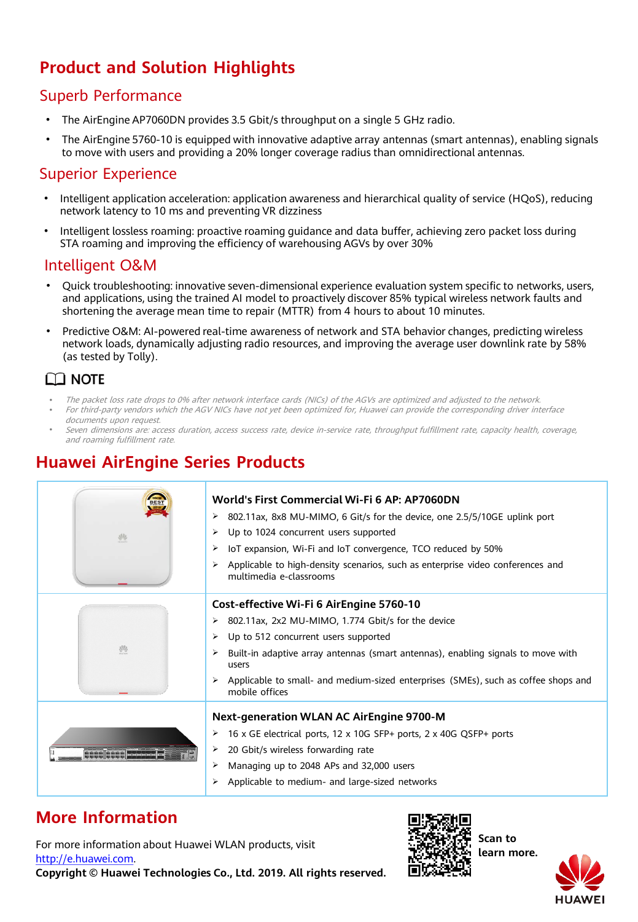# Product and Solution Highlights

## Superb Performance

- The AirEngine AP7060DN provides 3.5 Gbit/s throughput on a single 5 GHz radio.
- The AirEngine 5760-10 is equipped with innovative adaptive array antennas (smart antennas), enabling signals to move with users and providing a 20% longer coverage radius than omnidirectional antennas.

## Superior Experience

- Intelligent application acceleration: application awareness and hierarchical quality of service (HQoS), reducing network latency to 10 ms and preventing VR dizziness
- Intelligent lossless roaming: proactive roaming guidance and data buffer, achieving zero packet loss during STA roaming and improving the efficiency of warehousing AGVs by over 30%

## Intelligent O&M

- Quick troubleshooting: innovative seven-dimensional experience evaluation system specific to networks, users, and applications, using the trained AI model to proactively discover 85% typical wireless network faults and shortening the average mean time to repair (MTTR) from 4 hours to about 10 minutes.
- Predictive O&M: AI-powered real-time awareness of network and STA behavior changes, predicting wireless network loads, dynamically adjusting radio resources, and improving the average user downlink rate by 58% (as tested by Tolly).

**NOTE**

- *The packet loss rate drops to 0% after network interface cards (NICs) of the AGVs are optimized and adjusted to the network.*
- *For third-party vendors which the AGV NICs have not yet been optimized for, Huawei can provide the corresponding driver interface documents upon request.*
- *Seven dimensions are: access duration, access success rate, device in-service rate, throughput fulfillment rate, capacity health, coverage, and roaming fulfillment rate.*

# Huawei AirEngine Series Products

| | |
|---|---|
| | **World's First Commercial Wi-Fi 6 AP: AP7060DN**<br>➢ 802.11ax, 8x8 MU-MIMO, 6 Git/s for the device, one 2.5/5/10GE uplink port<br>➢ Up to 1024 concurrent users supported<br>➢ IoT expansion, Wi-Fi and IoT convergence, TCO reduced by 50%<br>➢ Applicable to high-density scenarios, such as enterprise video conferences and multimedia e-classrooms |
| | **Cost-effective Wi-Fi 6 AirEngine 5760-10**<br>➢ 802.11ax, 2x2 MU-MIMO, 1.774 Gbit/s for the device<br>➢ Up to 512 concurrent users supported<br>➢ Built-in adaptive array antennas (smart antennas), enabling signals to move with users<br>➢ Applicable to small- and medium-sized enterprises (SMEs), such as coffee shops and mobile offices |
| | **Next-generation WLAN AC AirEngine 9700-M**<br>➢ 16 x GE electrical ports, 12 x 10G SFP+ ports, 2 x 40G QSFP+ ports<br>➢ 20 Gbit/s wireless forwarding rate<br>➢ Managing up to 2048 APs and 32,000 users<br>➢ Applicable to medium- and large-sized networks |

# More Information

For more information about Huawei WLAN products, visit http://e.huawei.com.

**Copyright © Huawei Technologies Co., Ltd. 2019. All rights reserved.**

**Scan to learn more.**

HUAWEI